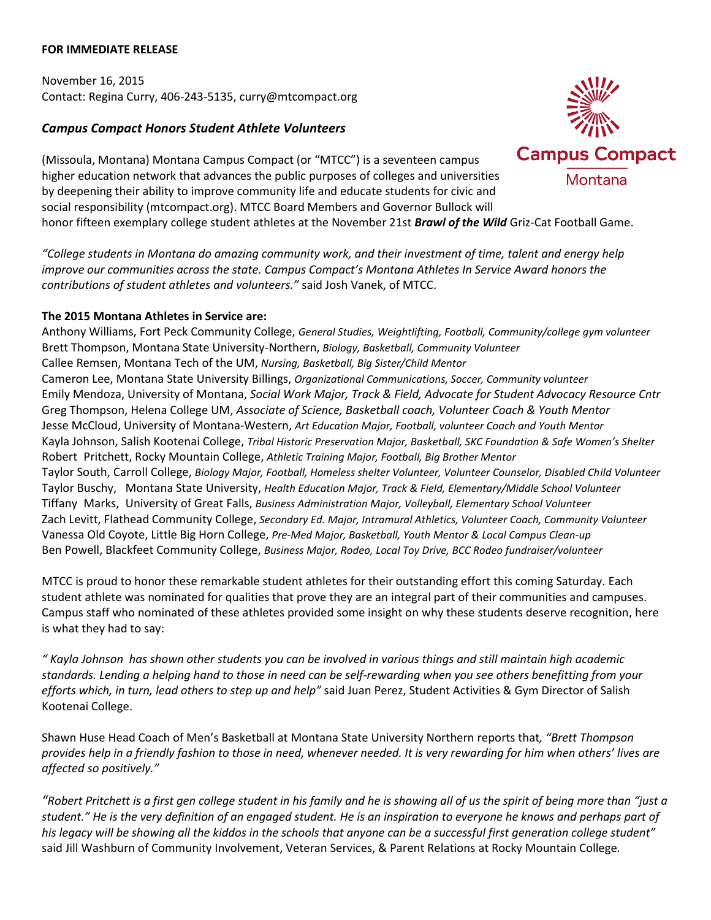**FOR IMMEDIATE RELEASE**

November 16, 2015
Contact: Regina Curry, 406-243-5135, curry@mtcompact.org

***Campus Compact Honors Student Athlete Volunteers***

(Missoula, Montana) Montana Campus Compact (or "MTCC") is a seventeen campus higher education network that advances the public purposes of colleges and universities by deepening their ability to improve community life and educate students for civic and social responsibility (mtcompact.org). MTCC Board Members and Governor Bullock will honor fifteen exemplary college student athletes at the November 21st ***Brawl of the Wild*** Griz-Cat Football Game.

*"College students in Montana do amazing community work, and their investment of time, talent and energy help improve our communities across the state. Campus Compact's Montana Athletes In Service Award honors the contributions of student athletes and volunteers."* said Josh Vanek, of MTCC.

**The 2015 Montana Athletes in Service are:**

Anthony Williams, Fort Peck Community College, *General Studies, Weightlifting, Football, Community/college gym volunteer*
Brett Thompson, Montana State University-Northern, *Biology, Basketball, Community Volunteer*
Callee Remsen, Montana Tech of the UM, *Nursing, Basketball, Big Sister/Child Mentor*
Cameron Lee, Montana State University Billings, *Organizational Communications, Soccer, Community volunteer*
Emily Mendoza, University of Montana, *Social Work Major, Track & Field, Advocate for Student Advocacy Resource Cntr*
Greg Thompson, Helena College UM, *Associate of Science, Basketball coach, Volunteer Coach & Youth Mentor*
Jesse McCloud, University of Montana-Western, *Art Education Major, Football, volunteer Coach and Youth Mentor*
Kayla Johnson, Salish Kootenai College, *Tribal Historic Preservation Major, Basketball, SKC Foundation & Safe Women's Shelter*
Robert Pritchett, Rocky Mountain College, *Athletic Training Major, Football, Big Brother Mentor*
Taylor South, Carroll College, *Biology Major, Football, Homeless shelter Volunteer, Volunteer Counselor, Disabled Child Volunteer*
Taylor Buschy, Montana State University, *Health Education Major, Track & Field, Elementary/Middle School Volunteer*
Tiffany Marks, University of Great Falls, *Business Administration Major, Volleyball, Elementary School Volunteer*
Zach Levitt, Flathead Community College, *Secondary Ed. Major, Intramural Athletics, Volunteer Coach, Community Volunteer*
Vanessa Old Coyote, Little Big Horn College, *Pre-Med Major, Basketball, Youth Mentor & Local Campus Clean-up*
Ben Powell, Blackfeet Community College, *Business Major, Rodeo, Local Toy Drive, BCC Rodeo fundraiser/volunteer*

MTCC is proud to honor these remarkable student athletes for their outstanding effort this coming Saturday. Each student athlete was nominated for qualities that prove they are an integral part of their communities and campuses. Campus staff who nominated of these athletes provided some insight on why these students deserve recognition, here is what they had to say:

*" Kayla Johnson has shown other students you can be involved in various things and still maintain high academic standards. Lending a helping hand to those in need can be self-rewarding when you see others benefitting from your efforts which, in turn, lead others to step up and help"* said Juan Perez, Student Activities & Gym Director of Salish Kootenai College.

Shawn Huse Head Coach of Men's Basketball at Montana State University Northern reports that*, "Brett Thompson provides help in a friendly fashion to those in need, whenever needed. It is very rewarding for him when others' lives are affected so positively."*

*"Robert Pritchett is a first gen college student in his family and he is showing all of us the spirit of being more than "just a student." He is the very definition of an engaged student. He is an inspiration to everyone he knows and perhaps part of his legacy will be showing all the kiddos in the schools that anyone can be a successful first generation college student"* said Jill Washburn of Community Involvement, Veteran Services, & Parent Relations at Rocky Mountain College.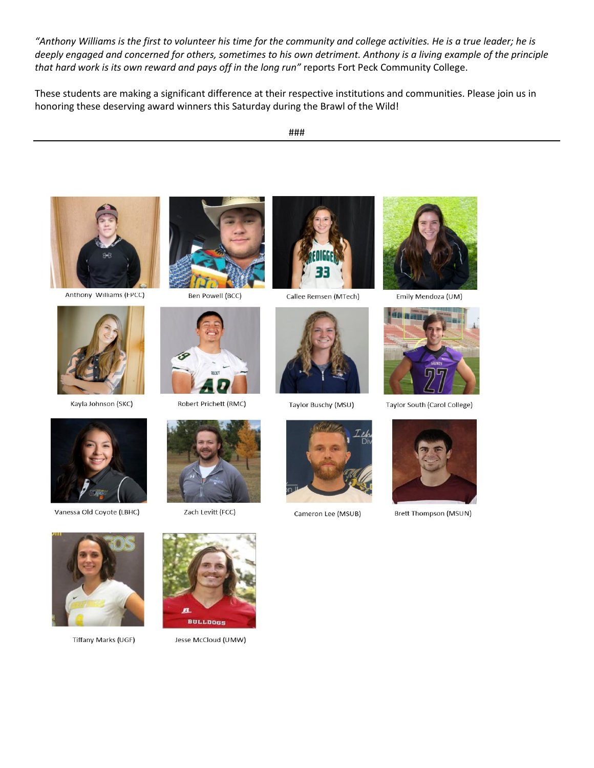*"Anthony Williams is the first to volunteer his time for the community and college activities. He is a true leader; he is deeply engaged and concerned for others, sometimes to his own detriment. Anthony is a living example of the principle that hard work is its own reward and pays off in the long run"* reports Fort Peck Community College.

These students are making a significant difference at their respective institutions and communities. Please join us in honoring these deserving award winners this Saturday during the Brawl of the Wild!

###

---

Anthony Williams (FPCC)

Ben Powell (BCC)

Callee Remsen (MTech)

Emily Mendoza (UM)

Kayla Johnson (SKC)

Robert Prichett (RMC)

Taylor Buschy (MSU)

Taylor South (Carol College)

Vanessa Old Coyote (LBHC)

Zach Levitt (FCC)

Cameron Lee (MSUB)

Brett Thompson (MSUN)

Tiffany Marks (UGF)

Jesse McCloud (UMW)